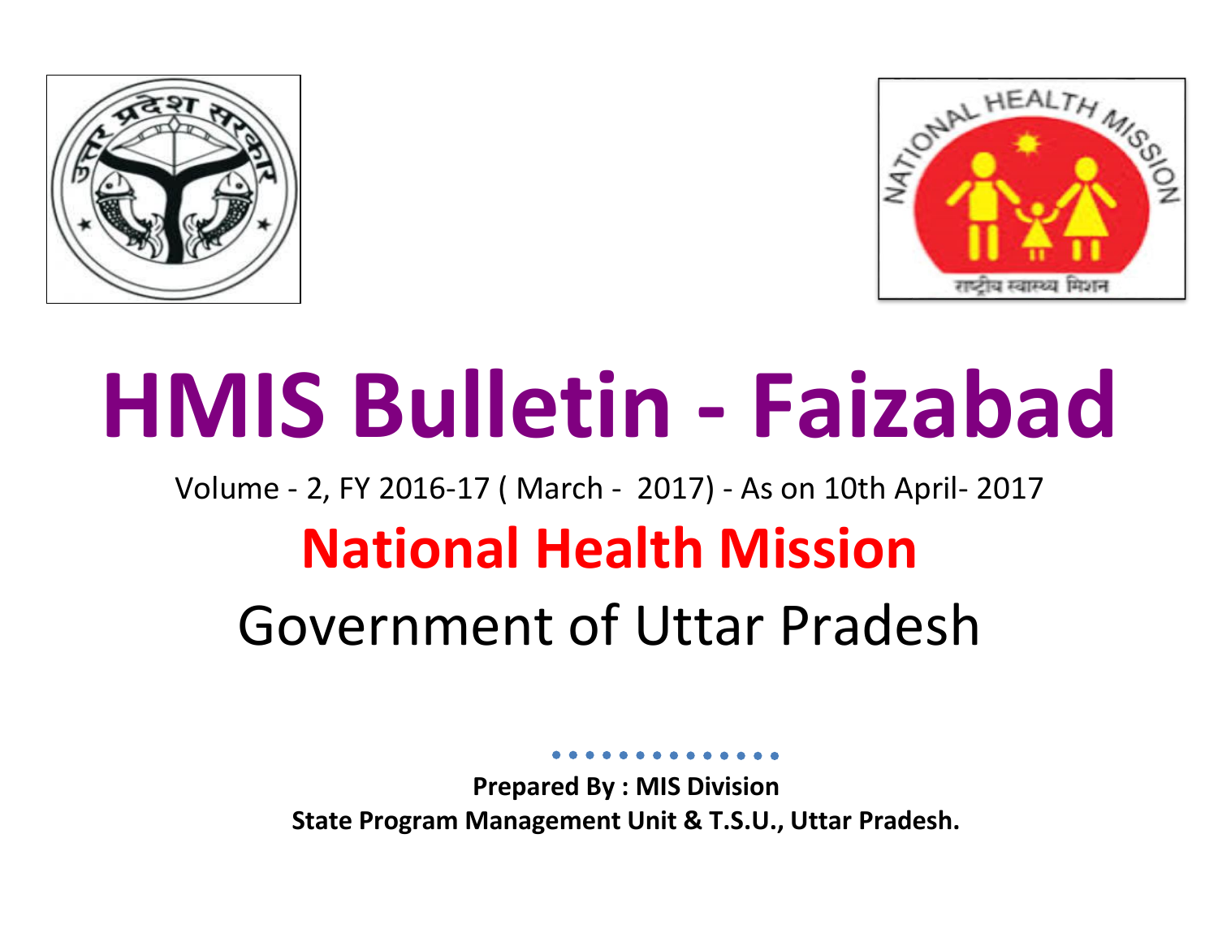# HMIS Bulletin - Faizabad

Volume - 2, FY 2016-17 ( March - 2017) - As on 10th April- 2017

## National Health Mission

## Government of Uttar Pradesh

**Prepared By : MIS Division**
**State Program Management Unit & T.S.U., Uttar Pradesh.**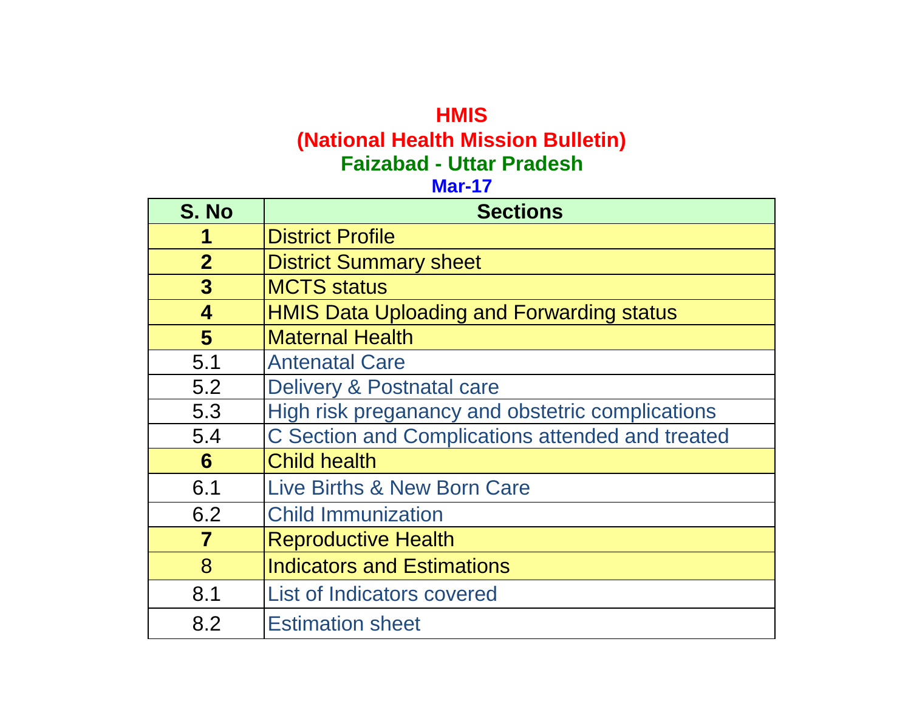# HMIS

## (National Health Mission Bulletin)

## Faizabad - Uttar Pradesh

### Mar-17

| S. No | Sections |
|---|---|
| **1** | District Profile |
| **2** | District Summary sheet |
| **3** | MCTS status |
| **4** | HMIS Data Uploading and Forwarding status |
| **5** | Maternal Health |
| 5.1 | Antenatal Care |
| 5.2 | Delivery & Postnatal care |
| 5.3 | High risk preganancy and obstetric complications |
| 5.4 | C Section and Complications attended and treated |
| **6** | Child health |
| 6.1 | Live Births & New Born Care |
| 6.2 | Child Immunization |
| **7** | Reproductive Health |
| 8 | Indicators and Estimations |
| 8.1 | List of Indicators covered |
| 8.2 | Estimation sheet |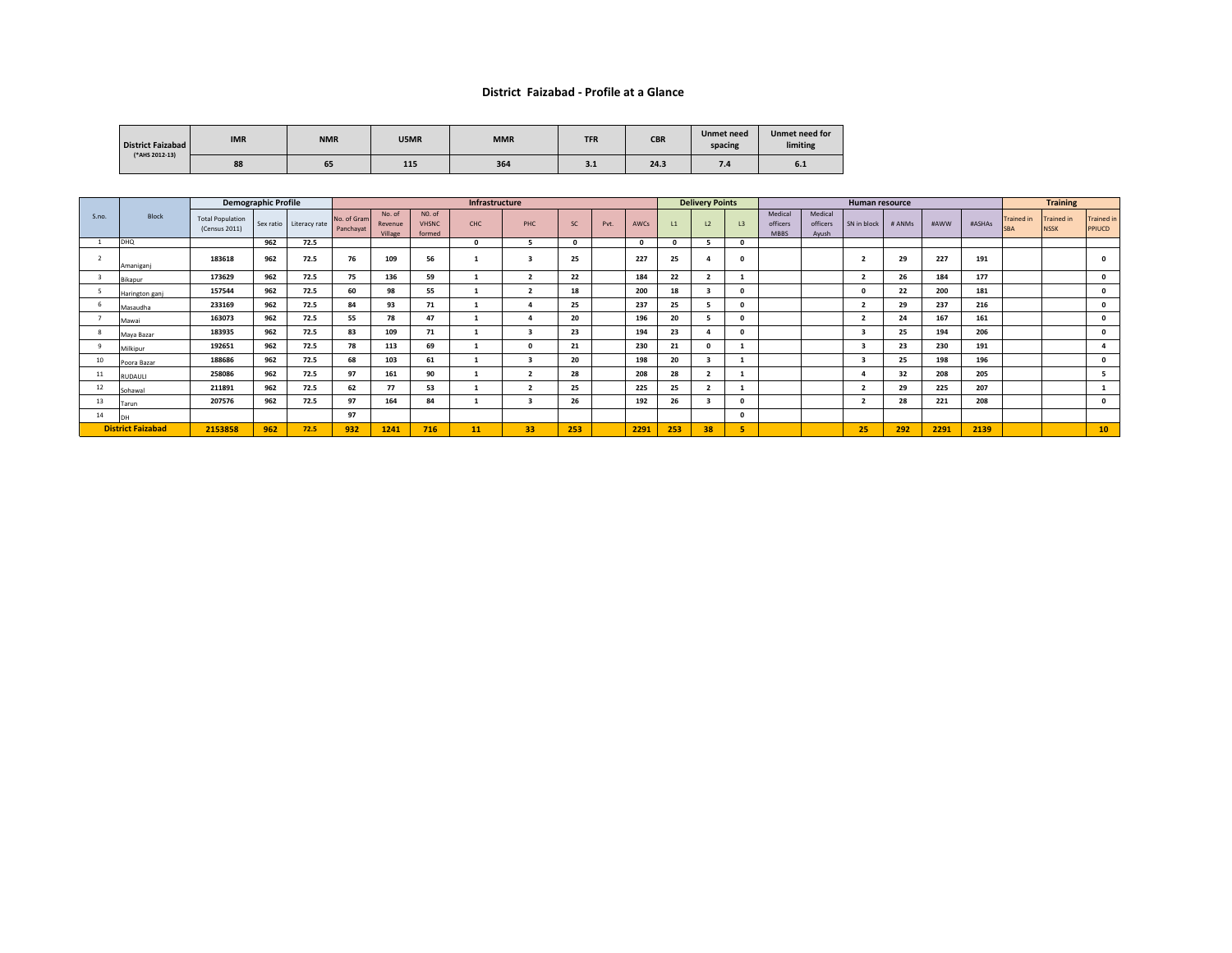# District Faizabad - Profile at a Glance

| District Faizabad (*AHS 2012-13) | IMR | NMR | U5MR | MMR | TFR | CBR | Unmet need spacing | Unmet need for limiting |
|---|---|---|---|---|---|---|---|---|
| | 88 | 65 | 115 | 364 | 3.1 | 24.3 | 7.4 | 6.1 |

| S.no. | Block | Demographic Profile | | | Infrastructure | | | | | | | | Delivery Points | | | Human resource | | | | | | Training | | |
|---|---|---|---|---|---|---|---|---|---|---|---|---|---|---|---|---|---|---|---|---|---|---|---|---|
| | | Total Population (Census 2011) | Sex ratio | Literacy rate | No. of Gram Panchayat | No. of Revenue Village | N0. of VHSNC formed | CHC | PHC | SC | Pvt. | AWCs | L1 | L2 | L3 | Medical officers MBBS | Medical officers Ayush | SN in block | # ANMs | #AWW | #ASHAs | Trained in SBA | Trained in NSSK | Trained in PPIUCD |
| 1 | DHQ | | 962 | 72.5 | | | | 0 | 5 | 0 | | 0 | 0 | 5 | 0 | | | | | | | | | |
| 2 | Amaniganj | 183618 | 962 | 72.5 | 76 | 109 | 56 | 1 | 3 | 25 | | 227 | 25 | 4 | 0 | | | 2 | 29 | 227 | 191 | | | 0 |
| 3 | Bikapur | 173629 | 962 | 72.5 | 75 | 136 | 59 | 1 | 2 | 22 | | 184 | 22 | 2 | 1 | | | 2 | 26 | 184 | 177 | | | 0 |
| 5 | Harington ganj | 157544 | 962 | 72.5 | 60 | 98 | 55 | 1 | 2 | 18 | | 200 | 18 | 3 | 0 | | | 0 | 22 | 200 | 181 | | | 0 |
| 6 | Masaudha | 233169 | 962 | 72.5 | 84 | 93 | 71 | 1 | 4 | 25 | | 237 | 25 | 5 | 0 | | | 2 | 29 | 237 | 216 | | | 0 |
| 7 | Mawai | 163073 | 962 | 72.5 | 55 | 78 | 47 | 1 | 4 | 20 | | 196 | 20 | 5 | 0 | | | 2 | 24 | 167 | 161 | | | 0 |
| 8 | Maya Bazar | 183935 | 962 | 72.5 | 83 | 109 | 71 | 1 | 3 | 23 | | 194 | 23 | 4 | 0 | | | 3 | 25 | 194 | 206 | | | 0 |
| 9 | Milkipur | 192651 | 962 | 72.5 | 78 | 113 | 69 | 1 | 0 | 21 | | 230 | 21 | 0 | 1 | | | 3 | 23 | 230 | 191 | | | 4 |
| 10 | Poora Bazar | 188686 | 962 | 72.5 | 68 | 103 | 61 | 1 | 3 | 20 | | 198 | 20 | 3 | 1 | | | 3 | 25 | 198 | 196 | | | 0 |
| 11 | RUDAULI | 258086 | 962 | 72.5 | 97 | 161 | 90 | 1 | 2 | 28 | | 208 | 28 | 2 | 1 | | | 4 | 32 | 208 | 205 | | | 5 |
| 12 | Sohawal | 211891 | 962 | 72.5 | 62 | 77 | 53 | 1 | 2 | 25 | | 225 | 25 | 2 | 1 | | | 2 | 29 | 225 | 207 | | | 1 |
| 13 | Tarun | 207576 | 962 | 72.5 | 97 | 164 | 84 | 1 | 3 | 26 | | 192 | 26 | 3 | 0 | | | 2 | 28 | 221 | 208 | | | 0 |
| 14 | DH | | | | 97 | | | | | | | | | | 0 | | | | | | | | | |
| **District Faizabad** | | **2153858** | **962** | **72.5** | **932** | **1241** | **716** | **11** | **33** | **253** | | **2291** | **253** | **38** | **5** | | | **25** | **292** | **2291** | **2139** | | | **10** |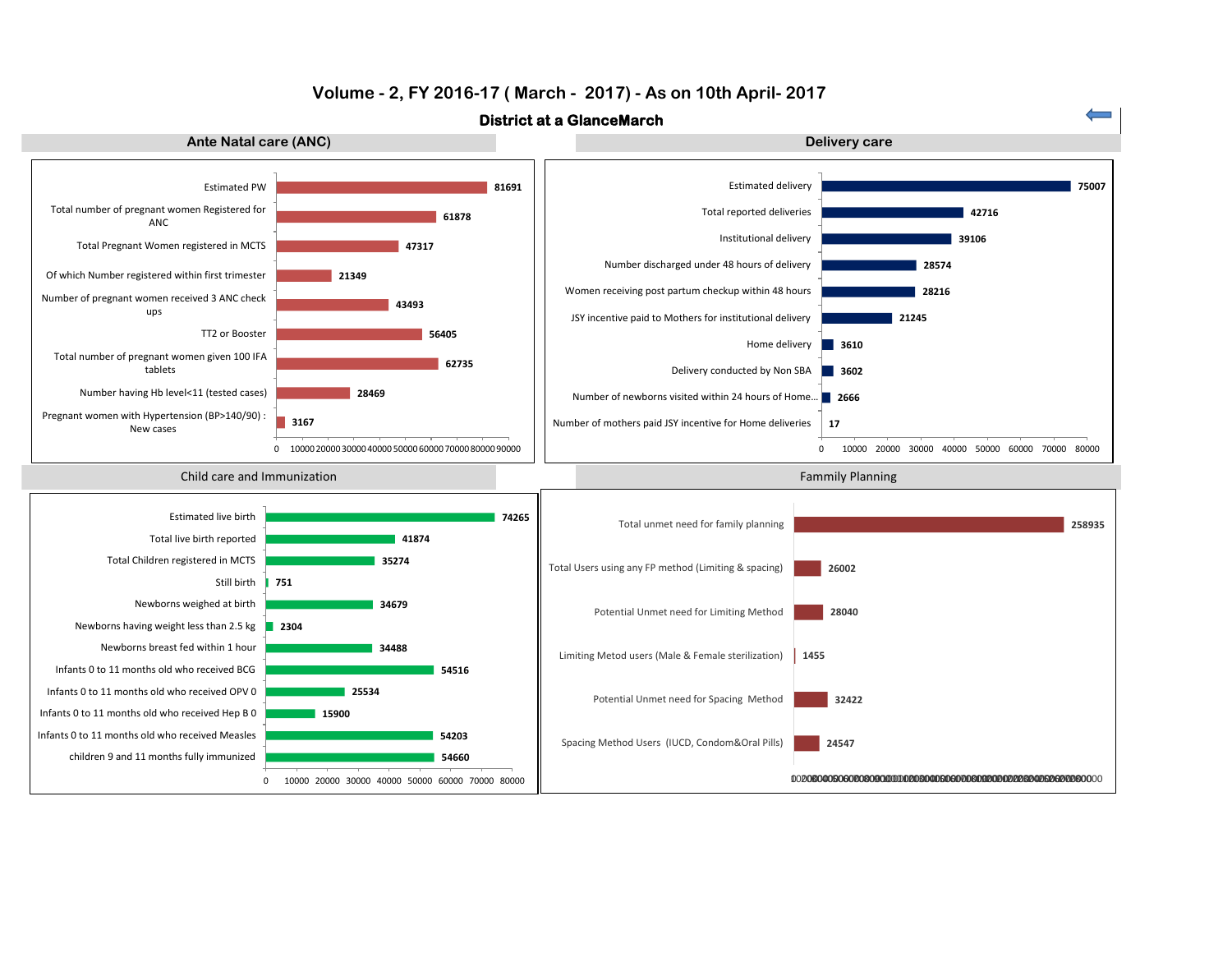# Volume - 2, FY 2016-17 ( March - 2017) - As on 10th April- 2017

## District at a GlanceMarch

### Ante Natal care (ANC)

| Indicator | Value |
|---|---|
| Estimated PW | 81691 |
| Total number of pregnant women Registered for ANC | 61878 |
| Total Pregnant Women registered in MCTS | 47317 |
| Of which Number registered within first trimester | 21349 |
| Number of pregnant women received 3 ANC check ups | 43493 |
| TT2 or Booster | 56405 |
| Total number of pregnant women given 100 IFA tablets | 62735 |
| Number having Hb level<11 (tested cases) | 28469 |
| Pregnant women with Hypertension (BP>140/90) : New cases | 3167 |

### Delivery care

| Indicator | Value |
|---|---|
| Estimated delivery | 75007 |
| Total reported deliveries | 42716 |
| Institutional delivery | 39106 |
| Number discharged under 48 hours of delivery | 28574 |
| Women receiving post partum checkup within 48 hours | 28216 |
| JSY incentive paid to Mothers for institutional delivery | 21245 |
| Home delivery | 3610 |
| Delivery conducted by Non SBA | 3602 |
| Number of newborns visited within 24 hours of Home... | 2666 |
| Number of mothers paid JSY incentive for Home deliveries | 17 |

### Child care and Immunization

| Indicator | Value |
|---|---|
| Estimated live birth | 74265 |
| Total live birth reported | 41874 |
| Total Children registered in MCTS | 35274 |
| Still birth | 751 |
| Newborns weighed at birth | 34679 |
| Newborns having weight less than 2.5 kg | 2304 |
| Newborns breast fed within 1 hour | 34488 |
| Infants 0 to 11 months old who received BCG | 54516 |
| Infants 0 to 11 months old who received OPV 0 | 25534 |
| Infants 0 to 11 months old who received Hep B 0 | 15900 |
| Infants 0 to 11 months old who received Measles | 54203 |
| children 9 and 11 months fully immunized | 54660 |

### Fammily Planning

| Indicator | Value |
|---|---|
| Total unmet need for family planning | 258935 |
| Total Users using any FP method (Limiting & spacing) | 26002 |
| Potential Unmet need for Limiting Method | 28040 |
| Limiting Metod users (Male & Female sterilization) | 1455 |
| Potential Unmet need for Spacing Method | 32422 |
| Spacing Method Users (IUCD, Condom&Oral Pills) | 24547 |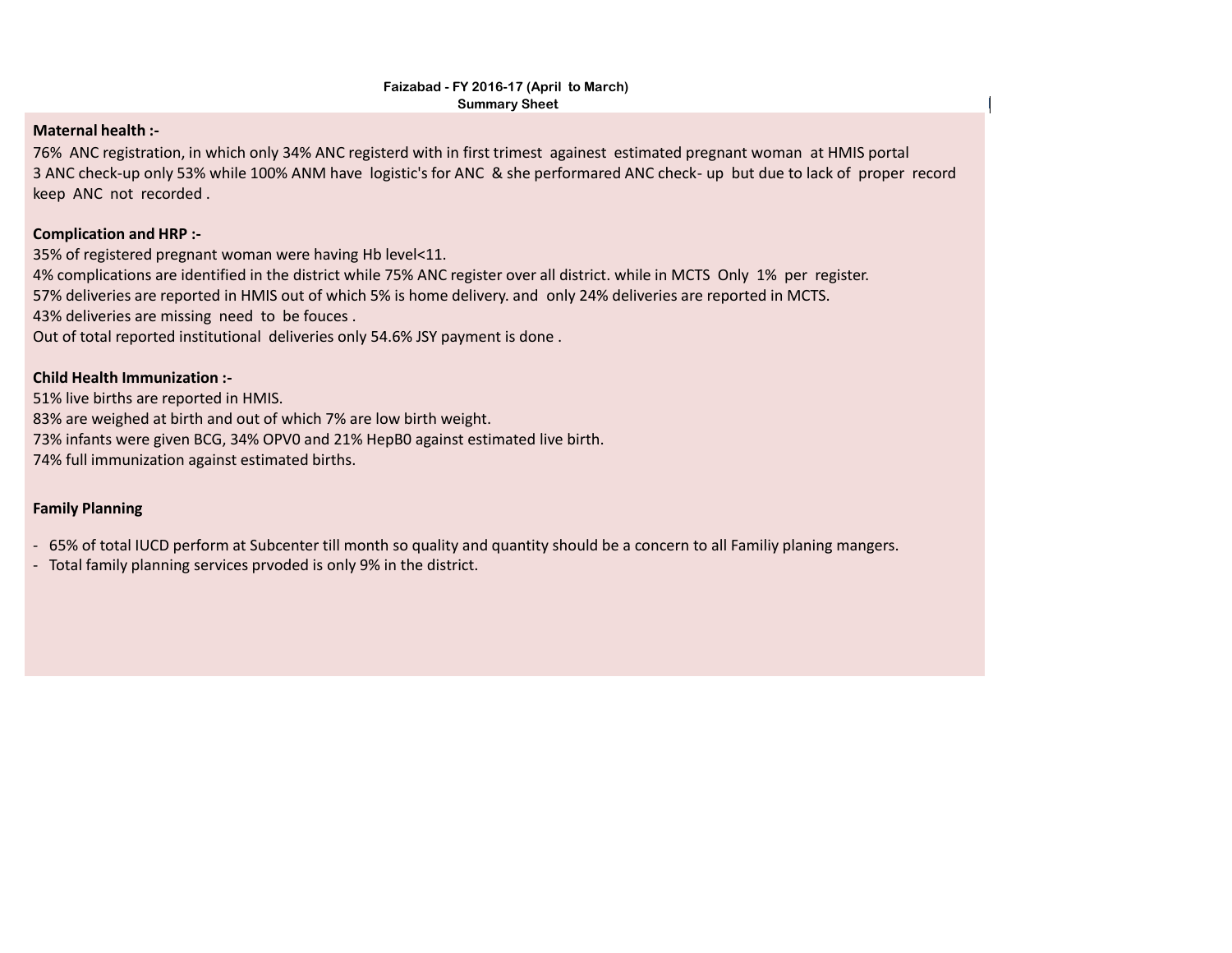**Faizabad - FY 2016-17 (April to March)**
**Summary Sheet**

**Maternal health :-**

76% ANC registration, in which only 34% ANC registerd with in first trimest againest estimated pregnant woman at HMIS portal
3 ANC check-up only 53% while 100% ANM have logistic's for ANC & she performared ANC check- up but due to lack of proper record keep ANC not recorded .

**Complication and HRP :-**

35% of registered pregnant woman were having Hb level<11.
4% complications are identified in the district while 75% ANC register over all district. while in MCTS Only 1% per register.
57% deliveries are reported in HMIS out of which 5% is home delivery. and only 24% deliveries are reported in MCTS.
43% deliveries are missing need to be fouces .
Out of total reported institutional deliveries only 54.6% JSY payment is done .

**Child Health Immunization :-**

51% live births are reported in HMIS.
83% are weighed at birth and out of which 7% are low birth weight.
73% infants were given BCG, 34% OPV0 and 21% HepB0 against estimated live birth.
74% full immunization against estimated births.

**Family Planning**

- 65% of total IUCD perform at Subcenter till month so quality and quantity should be a concern to all Familiy planing mangers.
- Total family planning services prvoded is only 9% in the district.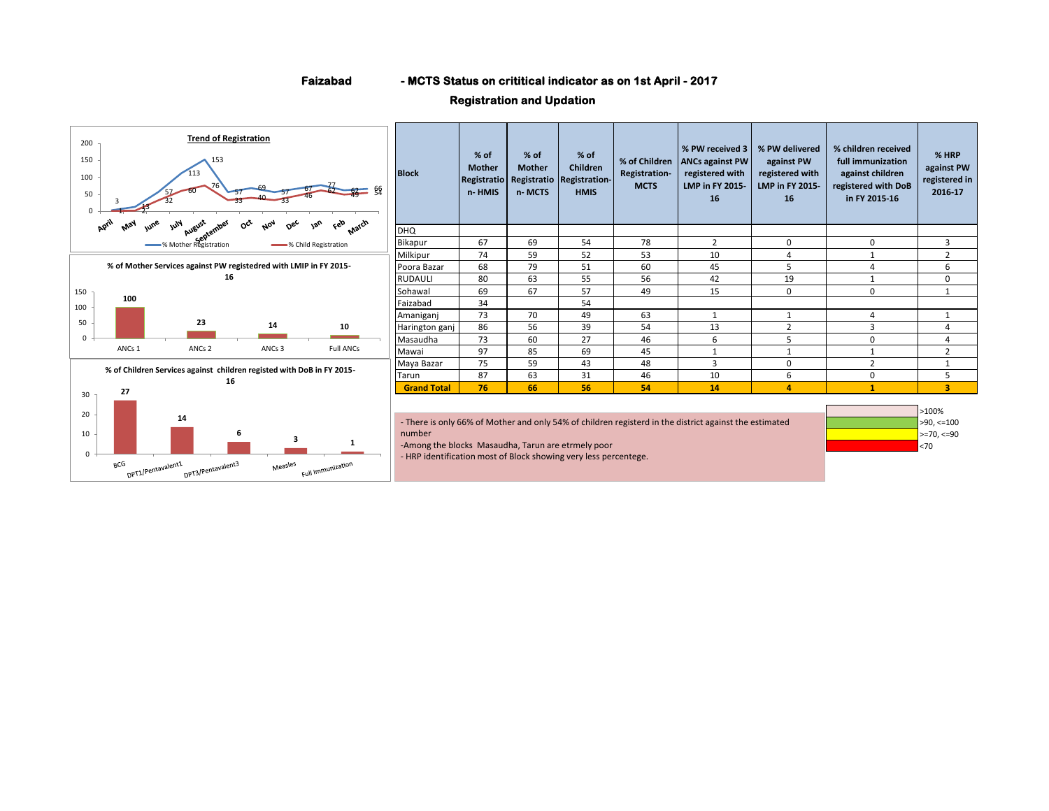# Faizabad - MCTS Status on crititical indicator as on 1st April - 2017

## Registration and Updation

**Trend of Registration**

| Month | % Mother Registration | % Child Registration |
|---|---|---|
| April | 3 | 1 |
| May | 13 | 2 |
| June | 57 | 32 |
| July | 113 | 60 |
| August | 153 | 76 |
| September | 57 | 33 |
| Oct | 69 | 40 |
| Nov | 57 | 33 |
| Dec | 67 | 46 |
| Jan | 77 | 62 |
| Feb | 62 | 49 |
| March | 66 | 54 |

**% of Mother Services against PW registedred with LMIP in FY 2015-16**

| ANCs 1 | ANCs 2 | ANCs 3 | Full ANCs |
|---|---|---|---|
| 100 | 23 | 14 | 10 |

**% of Children Services against children registed with DoB in FY 2015-16**

| BCG | DPT1/Pentavalent1 | DPT3/Pentavalent3 | Measles | Full Immunization |
|---|---|---|---|---|
| 27 | 14 | 6 | 3 | 1 |

| Block | % of Mother Registration- HMIS | % of Mother Registration- MCTS | % of Children Registration- HMIS | % of Children Registration- MCTS | % PW received 3 ANCs against PW registered with LMP in FY 2015-16 | % PW delivered against PW registered with LMP in FY 2015-16 | % children received full immunization against children registered with DoB in FY 2015-16 | % HRP against PW registered in 2016-17 |
|---|---|---|---|---|---|---|---|---|
| DHQ | | | | | | | | |
| Bikapur | 67 | 69 | 54 | 78 | 2 | 0 | 0 | 3 |
| Milkipur | 74 | 59 | 52 | 53 | 10 | 4 | 1 | 2 |
| Poora Bazar | 68 | 79 | 51 | 60 | 45 | 5 | 4 | 6 |
| RUDAULI | 80 | 63 | 55 | 56 | 42 | 19 | 1 | 0 |
| Sohawal | 69 | 67 | 57 | 49 | 15 | 0 | 0 | 1 |
| Faizabad | 34 | | 54 | | | | | |
| Amaniganj | 73 | 70 | 49 | 63 | 1 | 1 | 4 | 1 |
| Harington ganj | 86 | 56 | 39 | 54 | 13 | 2 | 3 | 4 |
| Masaudha | 73 | 60 | 27 | 46 | 6 | 5 | 0 | 4 |
| Mawai | 97 | 85 | 69 | 45 | 1 | 1 | 1 | 2 |
| Maya Bazar | 75 | 59 | 43 | 48 | 3 | 0 | 2 | 1 |
| Tarun | 87 | 63 | 31 | 46 | 10 | 6 | 0 | 5 |
| **Grand Total** | **76** | **66** | **56** | **54** | **14** | **4** | **1** | **3** |

- There is only 66% of Mother and only 54% of children registerd in the district against the estimated number
- Among the blocks Masaudha, Tarun are etrmely poor
- HRP identification most of Block showing very less percentege.

| Legend |
|---|
| >100% |
| >90, <=100 |
| >=70, <=90 |
| <70 |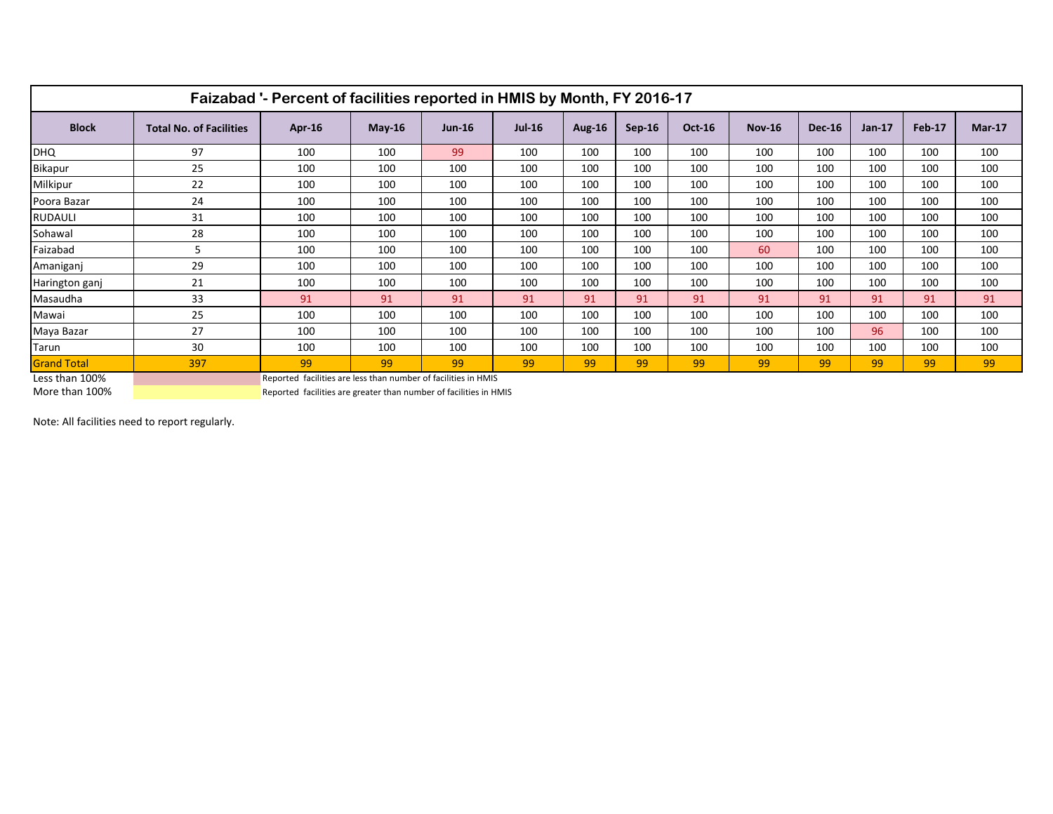## Faizabad '- Percent of facilities reported in HMIS by Month, FY 2016-17

| Block | Total No. of Facilities | Apr-16 | May-16 | Jun-16 | Jul-16 | Aug-16 | Sep-16 | Oct-16 | Nov-16 | Dec-16 | Jan-17 | Feb-17 | Mar-17 |
|---|---|---|---|---|---|---|---|---|---|---|---|---|---|
| DHQ | 97 | 100 | 100 | 99 | 100 | 100 | 100 | 100 | 100 | 100 | 100 | 100 | 100 |
| Bikapur | 25 | 100 | 100 | 100 | 100 | 100 | 100 | 100 | 100 | 100 | 100 | 100 | 100 |
| Milkipur | 22 | 100 | 100 | 100 | 100 | 100 | 100 | 100 | 100 | 100 | 100 | 100 | 100 |
| Poora Bazar | 24 | 100 | 100 | 100 | 100 | 100 | 100 | 100 | 100 | 100 | 100 | 100 | 100 |
| RUDAULI | 31 | 100 | 100 | 100 | 100 | 100 | 100 | 100 | 100 | 100 | 100 | 100 | 100 |
| Sohawal | 28 | 100 | 100 | 100 | 100 | 100 | 100 | 100 | 100 | 100 | 100 | 100 | 100 |
| Faizabad | 5 | 100 | 100 | 100 | 100 | 100 | 100 | 100 | 60 | 100 | 100 | 100 | 100 |
| Amaniganj | 29 | 100 | 100 | 100 | 100 | 100 | 100 | 100 | 100 | 100 | 100 | 100 | 100 |
| Harington ganj | 21 | 100 | 100 | 100 | 100 | 100 | 100 | 100 | 100 | 100 | 100 | 100 | 100 |
| Masaudha | 33 | 91 | 91 | 91 | 91 | 91 | 91 | 91 | 91 | 91 | 91 | 91 | 91 |
| Mawai | 25 | 100 | 100 | 100 | 100 | 100 | 100 | 100 | 100 | 100 | 100 | 100 | 100 |
| Maya Bazar | 27 | 100 | 100 | 100 | 100 | 100 | 100 | 100 | 100 | 100 | 96 | 100 | 100 |
| Tarun | 30 | 100 | 100 | 100 | 100 | 100 | 100 | 100 | 100 | 100 | 100 | 100 | 100 |
| Grand Total | 397 | 99 | 99 | 99 | 99 | 99 | 99 | 99 | 99 | 99 | 99 | 99 | 99 |

Less than 100% — Reported facilities are less than number of facilities in HMIS

More than 100% — Reported facilities are greater than number of facilities in HMIS

Note: All facilities need to report regularly.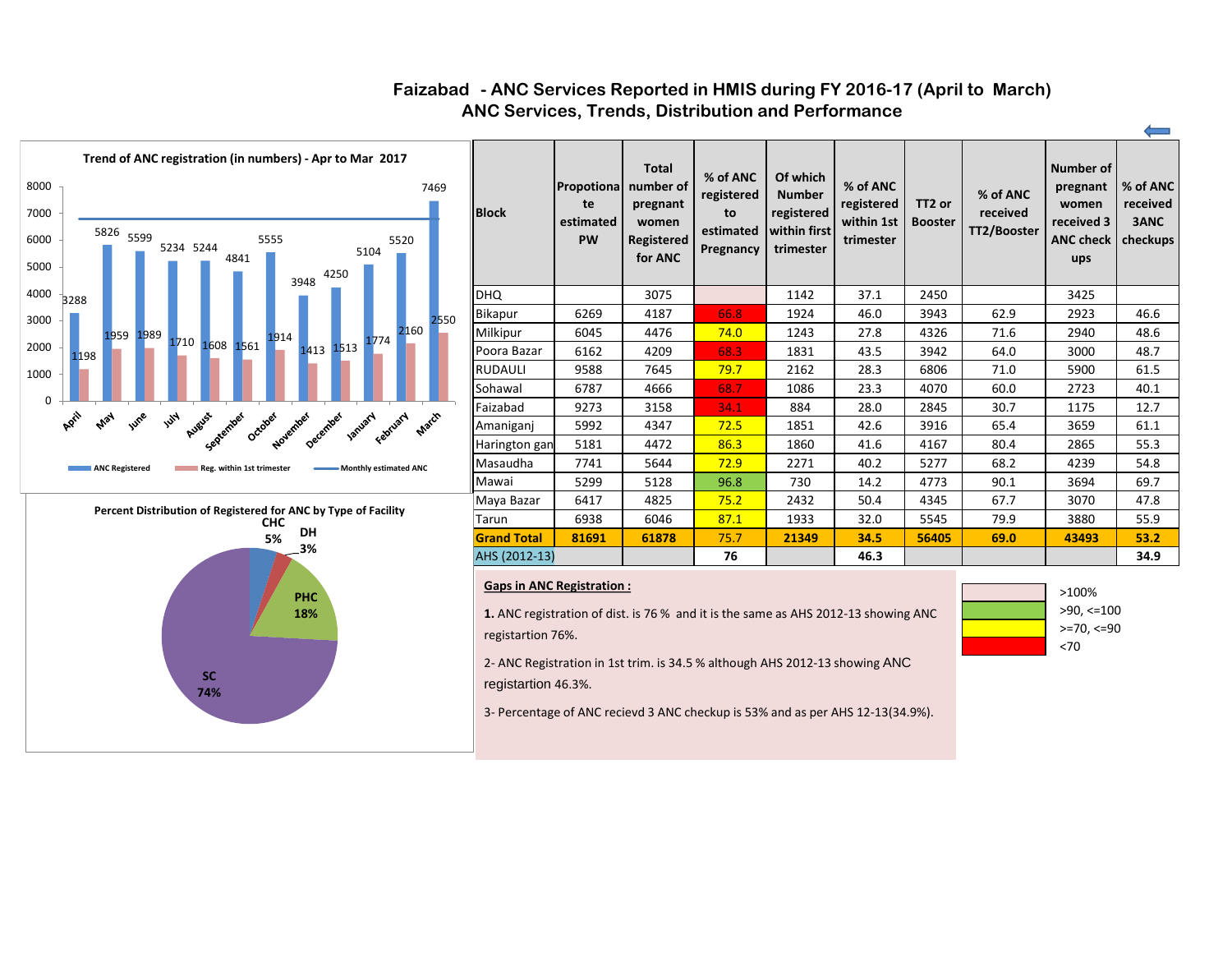# Faizabad - ANC Services Reported in HMIS during FY 2016-17 (April to March)

## ANC Services, Trends, Distribution and Performance

**Trend of ANC registration (in numbers) - Apr to Mar 2017**

| Month | ANC Registered | Reg. within 1st trimester |
|---|---|---|
| April | 3288 | 1198 |
| May | 5826 | 1959 |
| June | 5599 | 1989 |
| July | 5234 | 1710 |
| August | 5244 | 1608 |
| September | 4841 | 1561 |
| October | 5555 | 1914 |
| November | 3948 | 1413 |
| December | 4250 | 1513 |
| January | 5104 | 1774 |
| February | 5520 | 2160 |
| March | 7469 | 2550 |

**Percent Distribution of Registered for ANC by Type of Facility**

| Facility | Percent |
|---|---|
| CHC | 5% |
| DH | 3% |
| PHC | 18% |
| SC | 74% |

| Block | Propotionate estimated PW | Total number of pregnant women Registered for ANC | % of ANC registered to estimated Pregnancy | Of which Number registered within first trimester | % of ANC registered within 1st trimester | TT2 or Booster | % of ANC received TT2/Booster | Number of pregnant women received 3 ANC check ups | % of ANC received 3ANC checkups |
|---|---|---|---|---|---|---|---|---|---|
| DHQ | | 3075 | | 1142 | 37.1 | 2450 | | 3425 | |
| Bikapur | 6269 | 4187 | 66.8 | 1924 | 46.0 | 3943 | 62.9 | 2923 | 46.6 |
| Milkipur | 6045 | 4476 | 74.0 | 1243 | 27.8 | 4326 | 71.6 | 2940 | 48.6 |
| Poora Bazar | 6162 | 4209 | 68.3 | 1831 | 43.5 | 3942 | 64.0 | 3000 | 48.7 |
| RUDAULI | 9588 | 7645 | 79.7 | 2162 | 28.3 | 6806 | 71.0 | 5900 | 61.5 |
| Sohawal | 6787 | 4666 | 68.7 | 1086 | 23.3 | 4070 | 60.0 | 2723 | 40.1 |
| Faizabad | 9273 | 3158 | 34.1 | 884 | 28.0 | 2845 | 30.7 | 1175 | 12.7 |
| Amaniganj | 5992 | 4347 | 72.5 | 1851 | 42.6 | 3916 | 65.4 | 3659 | 61.1 |
| Harington gan | 5181 | 4472 | 86.3 | 1860 | 41.6 | 4167 | 80.4 | 2865 | 55.3 |
| Masaudha | 7741 | 5644 | 72.9 | 2271 | 40.2 | 5277 | 68.2 | 4239 | 54.8 |
| Mawai | 5299 | 5128 | 96.8 | 730 | 14.2 | 4773 | 90.1 | 3694 | 69.7 |
| Maya Bazar | 6417 | 4825 | 75.2 | 2432 | 50.4 | 4345 | 67.7 | 3070 | 47.8 |
| Tarun | 6938 | 6046 | 87.1 | 1933 | 32.0 | 5545 | 79.9 | 3880 | 55.9 |
| **Grand Total** | **81691** | **61878** | **75.7** | **21349** | **34.5** | **56405** | **69.0** | **43493** | **53.2** |
| AHS (2012-13) | | | **76** | | **46.3** | | | | **34.9** |

Legend: >100%; >90, <=100; >=70, <=90; <70

**Gaps in ANC Registration :**

**1.** ANC registration of dist. is 76 % and it is the same as AHS 2012-13 showing ANC registartion 76%.

2- ANC Registration in 1st trim. is 34.5 % although AHS 2012-13 showing ANC registartion 46.3%.

3- Percentage of ANC recievd 3 ANC checkup is 53% and as per AHS 12-13(34.9%).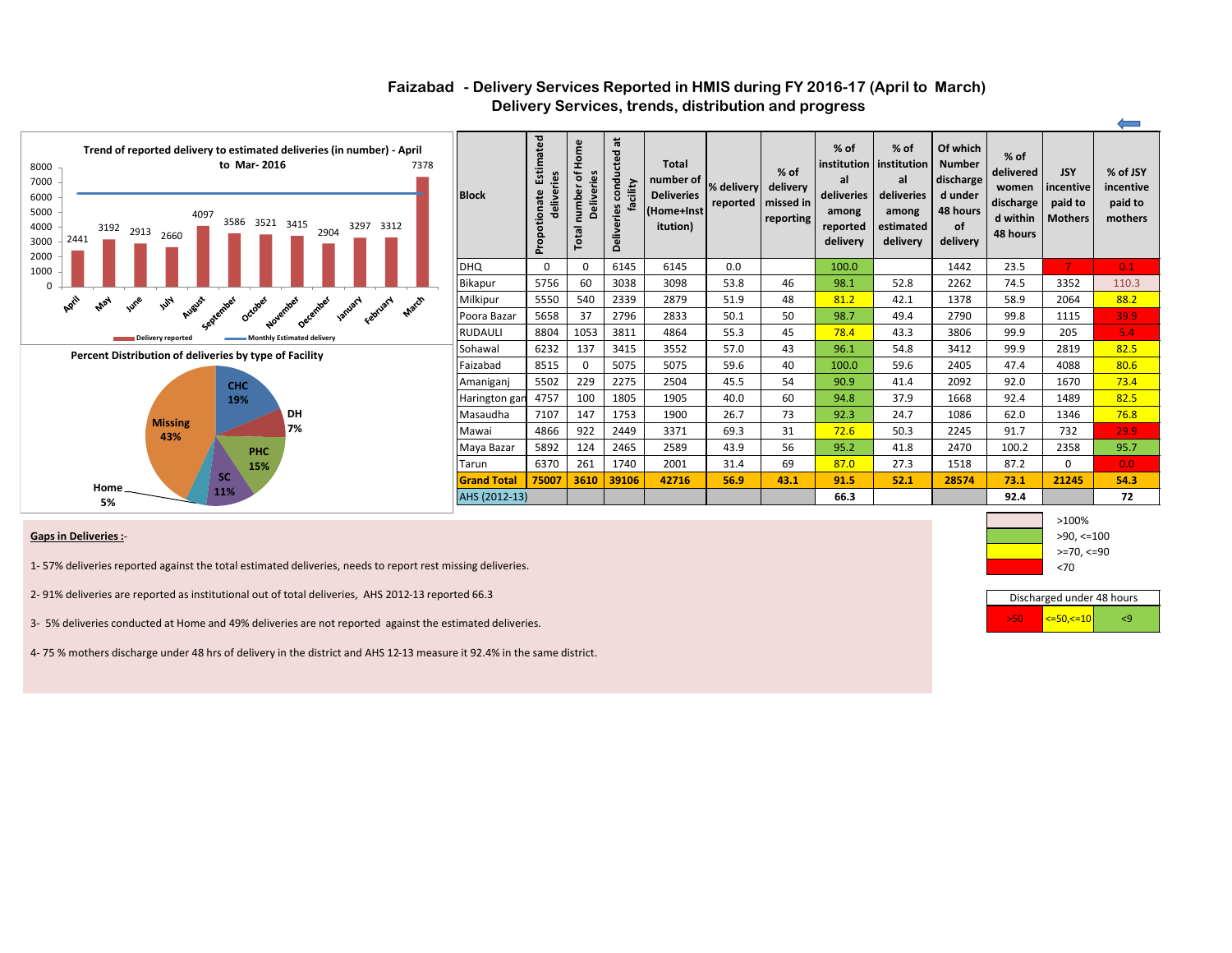# Faizabad - Delivery Services Reported in HMIS during FY 2016-17 (April to March)

## Delivery Services, trends, distribution and progress

**Trend of reported delivery to estimated deliveries (in number) - April to Mar- 2016**

| Month | Delivery reported |
|---|---|
| April | 2441 |
| May | 3192 |
| June | 2913 |
| July | 2660 |
| August | 4097 |
| September | 3586 |
| October | 3521 |
| November | 3415 |
| December | 2904 |
| January | 3297 |
| February | 3312 |
| March | 7378 |

Legend: Delivery reported; Monthly Estimated delivery

**Percent Distribution of deliveries by type of Facility**

- CHC 19%
- DH 7%
- PHC 15%
- SC 11%
- Home 5%
- Missing 43%

| Block | Propotionate Estimated deliveries | Total number of Home Deliveries | Deliveries conducted at facility | Total number of Deliveries (Home+Institution) | % delivery reported | % of delivery missed in reporting | % of institutional deliveries among reported delivery | % of institutional deliveries among estimated delivery | Of which Number discharged under 48 hours of delivery | % of delivered women discharged within 48 hours | JSY incentive paid to Mothers | % of JSY incentive paid to mothers |
|---|---|---|---|---|---|---|---|---|---|---|---|---|
| DHQ | 0 | 0 | 6145 | 6145 | 0.0 | | 100.0 | | 1442 | 23.5 | 7 | 0.1 |
| Bikapur | 5756 | 60 | 3038 | 3098 | 53.8 | 46 | 98.1 | 52.8 | 2262 | 74.5 | 3352 | 110.3 |
| Milkipur | 5550 | 540 | 2339 | 2879 | 51.9 | 48 | 81.2 | 42.1 | 1378 | 58.9 | 2064 | 88.2 |
| Poora Bazar | 5658 | 37 | 2796 | 2833 | 50.1 | 50 | 98.7 | 49.4 | 2790 | 99.8 | 1115 | 39.9 |
| RUDAULI | 8804 | 1053 | 3811 | 4864 | 55.3 | 45 | 78.4 | 43.3 | 3806 | 99.9 | 205 | 5.4 |
| Sohawal | 6232 | 137 | 3415 | 3552 | 57.0 | 43 | 96.1 | 54.8 | 3412 | 99.9 | 2819 | 82.5 |
| Faizabad | 8515 | 0 | 5075 | 5075 | 59.6 | 40 | 100.0 | 59.6 | 2405 | 47.4 | 4088 | 80.6 |
| Amaniganj | 5502 | 229 | 2275 | 2504 | 45.5 | 54 | 90.9 | 41.4 | 2092 | 92.0 | 1670 | 73.4 |
| Harington gan | 4757 | 100 | 1805 | 1905 | 40.0 | 60 | 94.8 | 37.9 | 1668 | 92.4 | 1489 | 82.5 |
| Masaudha | 7107 | 147 | 1753 | 1900 | 26.7 | 73 | 92.3 | 24.7 | 1086 | 62.0 | 1346 | 76.8 |
| Mawai | 4866 | 922 | 2449 | 3371 | 69.3 | 31 | 72.6 | 50.3 | 2245 | 91.7 | 732 | 29.9 |
| Maya Bazar | 5892 | 124 | 2465 | 2589 | 43.9 | 56 | 95.2 | 41.8 | 2470 | 100.2 | 2358 | 95.7 |
| Tarun | 6370 | 261 | 1740 | 2001 | 31.4 | 69 | 87.0 | 27.3 | 1518 | 87.2 | 0 | 0.0 |
| **Grand Total** | **75007** | **3610** | **39106** | **42716** | **56.9** | **43.1** | **91.5** | **52.1** | **28574** | **73.1** | **21245** | **54.3** |
| AHS (2012-13) | | | | | | | **66.3** | | | **92.4** | | **72** |

Legend: >100%; >90, <=100; >=70, <=90; <70

| Discharged under 48 hours | | |
|---|---|---|
| >50 | <=50,<=10 | <9 |

**Gaps in Deliveries :-**

1- 57% deliveries reported against the total estimated deliveries, needs to report rest missing deliveries.

2- 91% deliveries are reported as institutional out of total deliveries, AHS 2012-13 reported 66.3

3- 5% deliveries conducted at Home and 49% deliveries are not reported against the estimated deliveries.

4- 75 % mothers discharge under 48 hrs of delivery in the district and AHS 12-13 measure it 92.4% in the same district.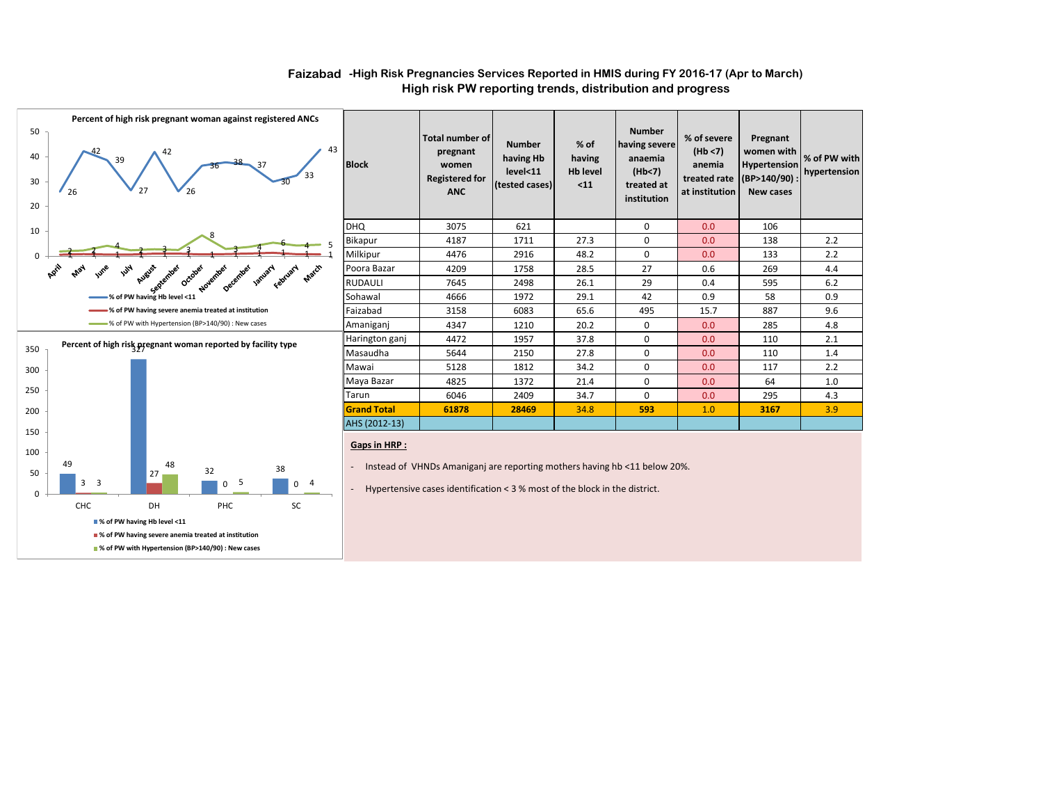# Faizabad -High Risk Pregnancies Services Reported in HMIS during FY 2016-17 (Apr to March)

## High risk PW reporting trends, distribution and progress

**Percent of high risk pregnant woman against registered ANCs**

| Month | % of PW having Hb level <11 | % of PW having severe anemia treated at institution | % of PW with Hypertension (BP>140/90) : New cases |
|---|---|---|---|
| April | 26 | 1 | 2 |
| May | 42 | 1 | 2 |
| June | 39 | 1 | 4 |
| July | 27 | 1 | 2 |
| August | 42 | 1 | 3 |
| September | 26 | 1 | 3 |
| October | 36 | 1 | 8 |
| November | 38 | 1 | 3 |
| December | 37 | 1 | 4 |
| January | 30 | 1 | 6 |
| February | 33 | 1 | 4 |
| March | 43 | 1 | 5 |

**Percent of high risk pregnant woman reported by facility type**

| Facility | % of PW having Hb level <11 | % of PW having severe anemia treated at institution | % of PW with Hypertension (BP>140/90) : New cases |
|---|---|---|---|
| CHC | 49 | 3 | 3 |
| DH | 327 | 27 | 48 |
| PHC | 32 | 0 | 5 |
| SC | 38 | 0 | 4 |

| Block | Total number of pregnant women Registered for ANC | Number having Hb level<11 (tested cases) | % of having Hb level <11 | Number having severe anaemia (Hb<7) treated at institution | % of severe (Hb <7) anemia treated rate at institution | Pregnant women with Hypertension (BP>140/90) : New cases | % of PW with hypertension |
|---|---|---|---|---|---|---|---|
| DHQ | 3075 | 621 | | 0 | 0.0 | 106 | |
| Bikapur | 4187 | 1711 | 27.3 | 0 | 0.0 | 138 | 2.2 |
| Milkipur | 4476 | 2916 | 48.2 | 0 | 0.0 | 133 | 2.2 |
| Poora Bazar | 4209 | 1758 | 28.5 | 27 | 0.6 | 269 | 4.4 |
| RUDAULI | 7645 | 2498 | 26.1 | 29 | 0.4 | 595 | 6.2 |
| Sohawal | 4666 | 1972 | 29.1 | 42 | 0.9 | 58 | 0.9 |
| Faizabad | 3158 | 6083 | 65.6 | 495 | 15.7 | 887 | 9.6 |
| Amaniganj | 4347 | 1210 | 20.2 | 0 | 0.0 | 285 | 4.8 |
| Harington ganj | 4472 | 1957 | 37.8 | 0 | 0.0 | 110 | 2.1 |
| Masaudha | 5644 | 2150 | 27.8 | 0 | 0.0 | 110 | 1.4 |
| Mawai | 5128 | 1812 | 34.2 | 0 | 0.0 | 117 | 2.2 |
| Maya Bazar | 4825 | 1372 | 21.4 | 0 | 0.0 | 64 | 1.0 |
| Tarun | 6046 | 2409 | 34.7 | 0 | 0.0 | 295 | 4.3 |
| **Grand Total** | **61878** | **28469** | 34.8 | **593** | 1.0 | **3167** | 3.9 |
| AHS (2012-13) | | | | | | | |

**Gaps in HRP :**

- Instead of VHNDs Amaniganj are reporting mothers having hb <11 below 20%.
- Hypertensive cases identification < 3 % most of the block in the district.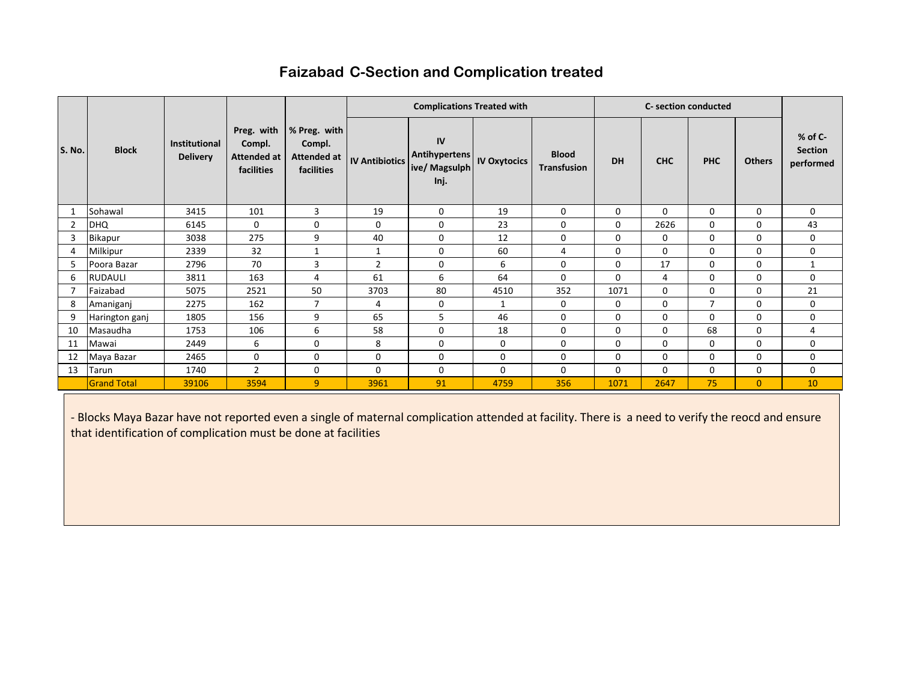# Faizabad C-Section and Complication treated

| S. No. | Block | Institutional Delivery | Preg. with Compl. Attended at facilities | % Preg. with Compl. Attended at facilities | Complications Treated with | | | | C- section conducted | | | | % of C-Section performed |
|---|---|---|---|---|---|---|---|---|---|---|---|---|---|
| | | | | | IV Antibiotics | IV Antihypertensive/ Magsulph Inj. | IV Oxytocics | Blood Transfusion | DH | CHC | PHC | Others | |
| 1 | Sohawal | 3415 | 101 | 3 | 19 | 0 | 19 | 0 | 0 | 0 | 0 | 0 | 0 |
| 2 | DHQ | 6145 | 0 | 0 | 0 | 0 | 23 | 0 | 0 | 2626 | 0 | 0 | 43 |
| 3 | Bikapur | 3038 | 275 | 9 | 40 | 0 | 12 | 0 | 0 | 0 | 0 | 0 | 0 |
| 4 | Milkipur | 2339 | 32 | 1 | 1 | 0 | 60 | 4 | 0 | 0 | 0 | 0 | 0 |
| 5 | Poora Bazar | 2796 | 70 | 3 | 2 | 0 | 6 | 0 | 0 | 17 | 0 | 0 | 1 |
| 6 | RUDAULI | 3811 | 163 | 4 | 61 | 6 | 64 | 0 | 0 | 4 | 0 | 0 | 0 |
| 7 | Faizabad | 5075 | 2521 | 50 | 3703 | 80 | 4510 | 352 | 1071 | 0 | 0 | 0 | 21 |
| 8 | Amaniganj | 2275 | 162 | 7 | 4 | 0 | 1 | 0 | 0 | 0 | 7 | 0 | 0 |
| 9 | Harington ganj | 1805 | 156 | 9 | 65 | 5 | 46 | 0 | 0 | 0 | 0 | 0 | 0 |
| 10 | Masaudha | 1753 | 106 | 6 | 58 | 0 | 18 | 0 | 0 | 0 | 68 | 0 | 4 |
| 11 | Mawai | 2449 | 6 | 0 | 8 | 0 | 0 | 0 | 0 | 0 | 0 | 0 | 0 |
| 12 | Maya Bazar | 2465 | 0 | 0 | 0 | 0 | 0 | 0 | 0 | 0 | 0 | 0 | 0 |
| 13 | Tarun | 1740 | 2 | 0 | 0 | 0 | 0 | 0 | 0 | 0 | 0 | 0 | 0 |
| | Grand Total | 39106 | 3594 | 9 | 3961 | 91 | 4759 | 356 | 1071 | 2647 | 75 | 0 | 10 |

- Blocks Maya Bazar have not reported even a single of maternal complication attended at facility. There is a need to verify the reocd and ensure that identification of complication must be done at facilities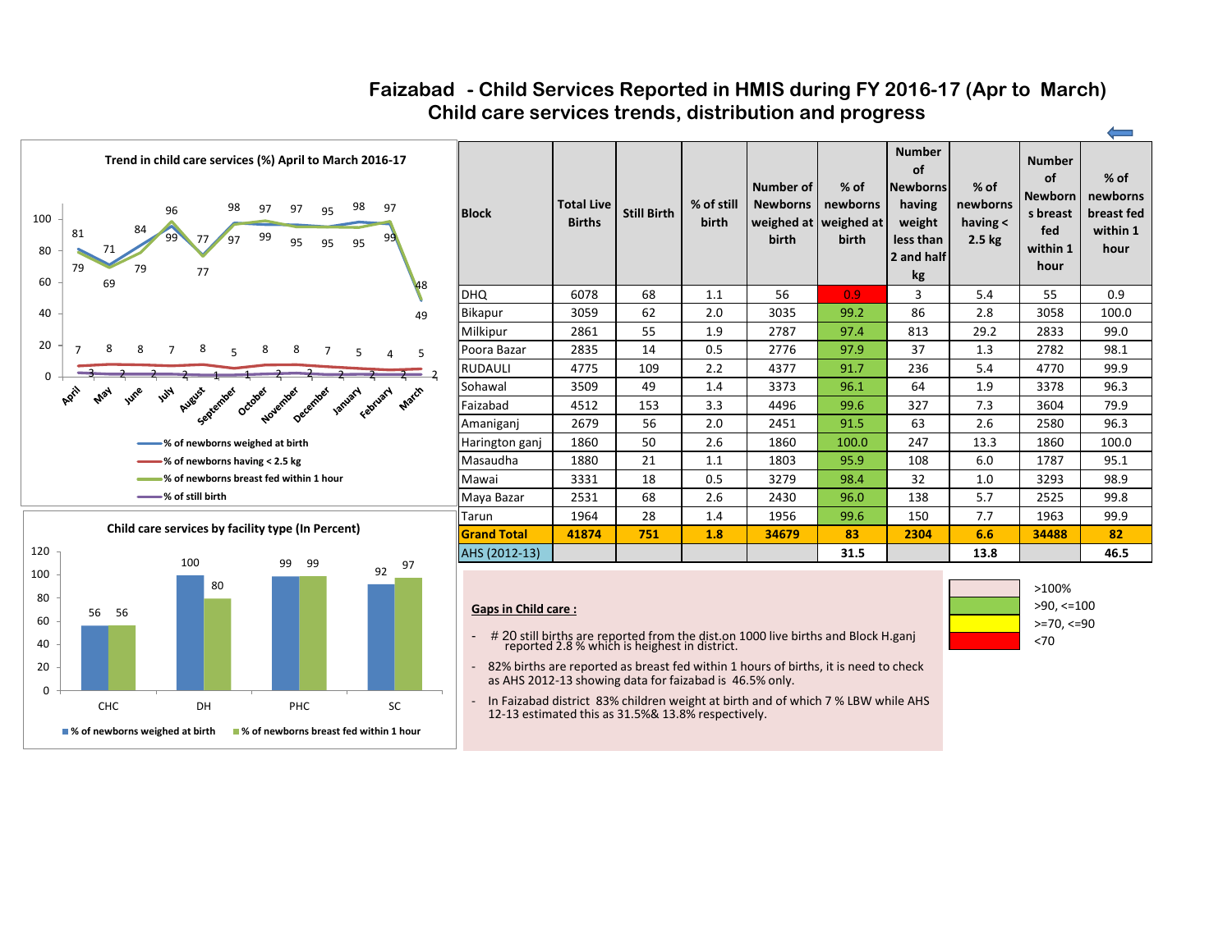# Faizabad - Child Services Reported in HMIS during FY 2016-17 (Apr to March)

## Child care services trends, distribution and progress

**Trend in child care services (%) April to March 2016-17**

| Month | % of newborns weighed at birth | % of newborns having < 2.5 kg | % of newborns breast fed within 1 hour | % of still birth |
|---|---|---|---|---|
| April | 81 | 7 | 79 | 3 |
| May | 71 | 8 | 69 | 2 |
| June | 84 | 8 | 79 | 2 |
| July | 96 | 7 | 99 | 2 |
| August | 77 | 8 | 77 | 1 |
| September | 98 | 5 | 97 | 1 |
| October | 97 | 8 | 99 | 2 |
| November | 97 | 8 | 95 | 2 |
| December | 95 | 7 | 95 | 2 |
| January | 98 | 5 | 95 | 2 |
| February | 97 | 4 | 99 | 2 |
| March | 48 | 5 | 49 | 2 |

**Child care services by facility type (In Percent)**

| Facility | % of newborns weighed at birth | % of newborns breast fed within 1 hour |
|---|---|---|
| CHC | 56 | 56 |
| DH | 100 | 80 |
| PHC | 99 | 99 |
| SC | 92 | 97 |

| Block | Total Live Births | Still Birth | % of still birth | Number of Newborns weighed at birth | % of newborns weighed at birth | Number of Newborns having weight less than 2 and half kg | % of newborns having < 2.5 kg | Number of Newborns breast fed within 1 hour | % of newborns breast fed within 1 hour |
|---|---|---|---|---|---|---|---|---|---|
| DHQ | 6078 | 68 | 1.1 | 56 | 0.9 | 3 | 5.4 | 55 | 0.9 |
| Bikapur | 3059 | 62 | 2.0 | 3035 | 99.2 | 86 | 2.8 | 3058 | 100.0 |
| Milkipur | 2861 | 55 | 1.9 | 2787 | 97.4 | 813 | 29.2 | 2833 | 99.0 |
| Poora Bazar | 2835 | 14 | 0.5 | 2776 | 97.9 | 37 | 1.3 | 2782 | 98.1 |
| RUDAULI | 4775 | 109 | 2.2 | 4377 | 91.7 | 236 | 5.4 | 4770 | 99.9 |
| Sohawal | 3509 | 49 | 1.4 | 3373 | 96.1 | 64 | 1.9 | 3378 | 96.3 |
| Faizabad | 4512 | 153 | 3.3 | 4496 | 99.6 | 327 | 7.3 | 3604 | 79.9 |
| Amaniganj | 2679 | 56 | 2.0 | 2451 | 91.5 | 63 | 2.6 | 2580 | 96.3 |
| Harington ganj | 1860 | 50 | 2.6 | 1860 | 100.0 | 247 | 13.3 | 1860 | 100.0 |
| Masaudha | 1880 | 21 | 1.1 | 1803 | 95.9 | 108 | 6.0 | 1787 | 95.1 |
| Mawai | 3331 | 18 | 0.5 | 3279 | 98.4 | 32 | 1.0 | 3293 | 98.9 |
| Maya Bazar | 2531 | 68 | 2.6 | 2430 | 96.0 | 138 | 5.7 | 2525 | 99.8 |
| Tarun | 1964 | 28 | 1.4 | 1956 | 99.6 | 150 | 7.7 | 1963 | 99.9 |
| **Grand Total** | **41874** | **751** | **1.8** | **34679** | **83** | **2304** | **6.6** | **34488** | **82** |
| AHS (2012-13) | | | | | **31.5** | | **13.8** | | **46.5** |

Legend:
- >100%
- >90, <=100
- >=70, <=90
- <70

**Gaps in Child care :**

- # 20 still births are reported from the dist.on 1000 live births and Block H.ganj reported 2.8 % which is heighest in district.
- 82% births are reported as breast fed within 1 hours of births, it is need to check as AHS 2012-13 showing data for faizabad is 46.5% only.
- In Faizabad district 83% children weight at birth and of which 7 % LBW while AHS 12-13 estimated this as 31.5%& 13.8% respectively.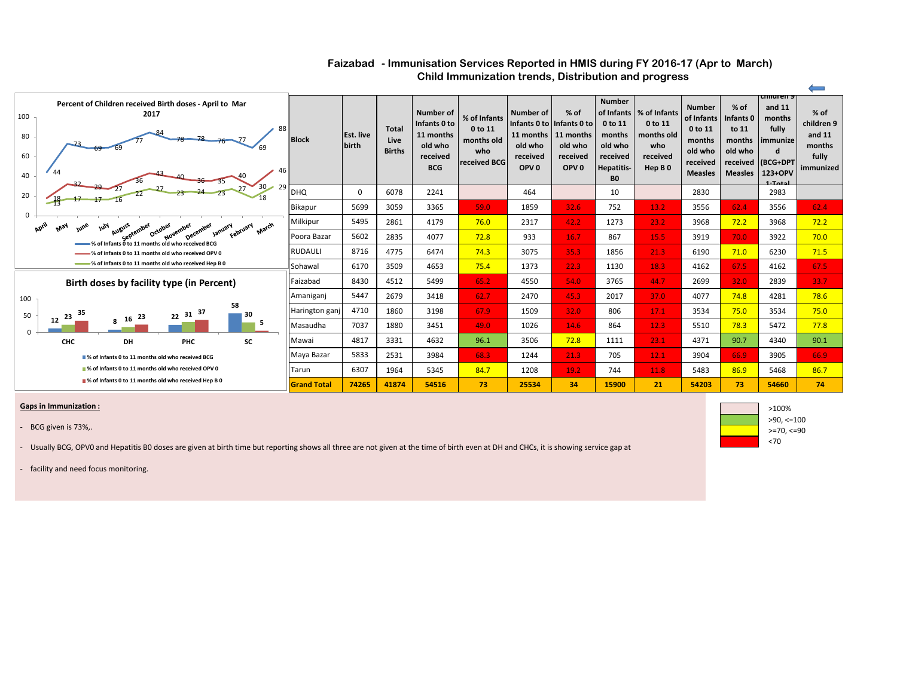# Faizabad - Immunisation Services Reported in HMIS during FY 2016-17 (Apr to March)

## Child Immunization trends, Distribution and progress

**Percent of Children received Birth doses - April to Mar 2017**

| Month | % of Infants 0 to 11 months old who received BCG | % of Infants 0 to 11 months old who received OPV 0 | % of Infants 0 to 11 months old who received Hep B 0 |
|---|---|---|---|
| April | 44 | 18 | 13 |
| May | 73 | 32 | 17 |
| June | 69 | 29 | 17 |
| July | 69 | 27 | 16 |
| August | 77 | 36 | 22 |
| September | 84 | 43 | 27 |
| October | 78 | 40 | 23 |
| November | 78 | 36 | 24 |
| December | 76 | 35 | 23 |
| January | 77 | 40 | 27 |
| February | 69 | 30 | 18 |
| March | 88 | 46 | 29 |

**Birth doses by facility type (in Percent)**

| Facility | % of Infants 0 to 11 months old who received BCG | % of Infants 0 to 11 months old who received OPV 0 | % of Infants 0 to 11 months old who received Hep B 0 |
|---|---|---|---|
| CHC | 12 | 23 | 35 |
| DH | 8 | 16 | 23 |
| PHC | 22 | 31 | 37 |
| SC | 58 | 30 | 5 |

| Block | Est. live birth | Total Live Births | Number of Infants 0 to 11 months old who received BCG | % of Infants 0 to 11 months old who received BCG | Number of Infants 0 to 11 months old who received OPV 0 | % of Infants 0 to 11 months old who received OPV 0 | Number of Infants 0 to 11 months old who received Hepatitis-B0 | % of Infants 0 to 11 months old who received Hep B 0 | Number of Infants 0 to 11 months old who received Measles | % of Infants 0 to 11 months old who received Measles | children 9 and 11 months fully immunized (BCG+DPT 123+OPV 1:Total | % of children 9 and 11 months fully immunized |
|---|---|---|---|---|---|---|---|---|---|---|---|---|
| DHQ | 0 | 6078 | 2241 | | 464 | | 10 | | 2830 | | 2983 | |
| Bikapur | 5699 | 3059 | 3365 | 59.0 | 1859 | 32.6 | 752 | 13.2 | 3556 | 62.4 | 3556 | 62.4 |
| Milkipur | 5495 | 2861 | 4179 | 76.0 | 2317 | 42.2 | 1273 | 23.2 | 3968 | 72.2 | 3968 | 72.2 |
| Poora Bazar | 5602 | 2835 | 4077 | 72.8 | 933 | 16.7 | 867 | 15.5 | 3919 | 70.0 | 3922 | 70.0 |
| RUDAULI | 8716 | 4775 | 6474 | 74.3 | 3075 | 35.3 | 1856 | 21.3 | 6190 | 71.0 | 6230 | 71.5 |
| Sohawal | 6170 | 3509 | 4653 | 75.4 | 1373 | 22.3 | 1130 | 18.3 | 4162 | 67.5 | 4162 | 67.5 |
| Faizabad | 8430 | 4512 | 5499 | 65.2 | 4550 | 54.0 | 3765 | 44.7 | 2699 | 32.0 | 2839 | 33.7 |
| Amaniganj | 5447 | 2679 | 3418 | 62.7 | 2470 | 45.3 | 2017 | 37.0 | 4077 | 74.8 | 4281 | 78.6 |
| Harington ganj | 4710 | 1860 | 3198 | 67.9 | 1509 | 32.0 | 806 | 17.1 | 3534 | 75.0 | 3534 | 75.0 |
| Masaudha | 7037 | 1880 | 3451 | 49.0 | 1026 | 14.6 | 864 | 12.3 | 5510 | 78.3 | 5472 | 77.8 |
| Mawai | 4817 | 3331 | 4632 | 96.1 | 3506 | 72.8 | 1111 | 23.1 | 4371 | 90.7 | 4340 | 90.1 |
| Maya Bazar | 5833 | 2531 | 3984 | 68.3 | 1244 | 21.3 | 705 | 12.1 | 3904 | 66.9 | 3905 | 66.9 |
| Tarun | 6307 | 1964 | 5345 | 84.7 | 1208 | 19.2 | 744 | 11.8 | 5483 | 86.9 | 5468 | 86.7 |
| **Grand Total** | **74265** | **41874** | **54516** | **73** | **25534** | **34** | **15900** | **21** | **54203** | **73** | **54660** | **74** |

Legend:
- >100%
- >90, <=100
- >=70, <=90
- <70

**Gaps in Immunization :**

- BCG given is 73%,.
- Usually BCG, OPV0 and Hepatitis B0 doses are given at birth time but reporting shows all three are not given at the time of birth even at DH and CHCs, it is showing service gap at
- facility and need focus monitoring.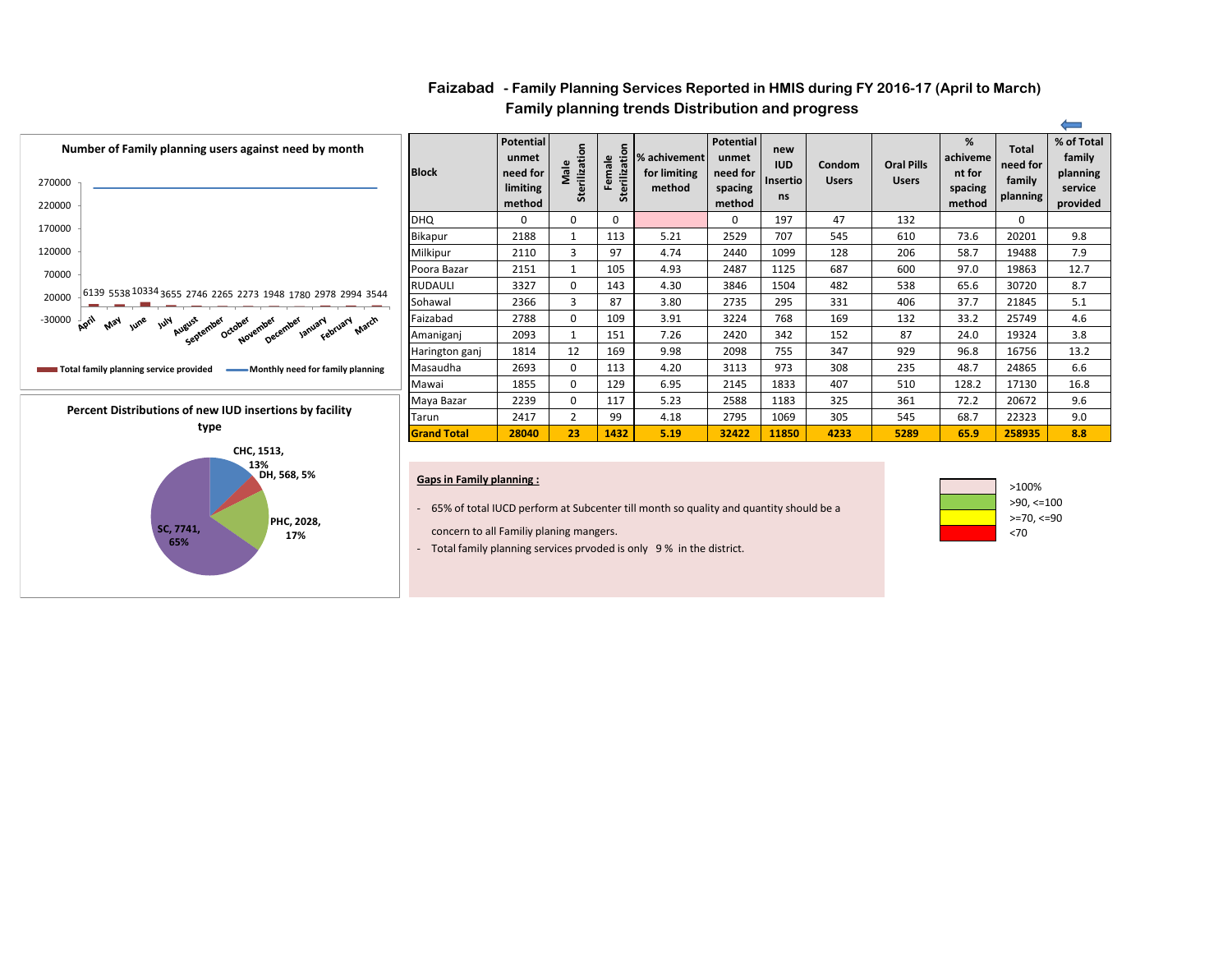# Faizabad - Family Planning Services Reported in HMIS during FY 2016-17 (April to March)

## Family planning trends Distribution and progress

**Number of Family planning users against need by month**

| Month | Total family planning service provided |
|---|---|
| April | 6139 |
| May | 5538 |
| June | 10334 |
| July | 3655 |
| August | 2746 |
| September | 2265 |
| October | 2273 |
| November | 1948 |
| December | 1780 |
| January | 2978 |
| February | 2994 |
| March | 3544 |

Total family planning service provided — Monthly need for family planning

**Percent Distributions of new IUD insertions by facility type**

- CHC, 1513, 13%
- DH, 568, 5%
- PHC, 2028, 17%
- SC, 7741, 65%

| Block | Potential unmet need for limiting method | Male Sterilization | Female Sterilization | % achivement for limiting method | Potential unmet need for spacing method | new IUD Insertions | Condom Users | Oral Pills Users | % achievement for spacing method | Total need for family planning | % of Total family planning service provided |
|---|---|---|---|---|---|---|---|---|---|---|---|
| DHQ | 0 | 0 | 0 | | 0 | 197 | 47 | 132 | | 0 | |
| Bikapur | 2188 | 1 | 113 | 5.21 | 2529 | 707 | 545 | 610 | 73.6 | 20201 | 9.8 |
| Milkipur | 2110 | 3 | 97 | 4.74 | 2440 | 1099 | 128 | 206 | 58.7 | 19488 | 7.9 |
| Poora Bazar | 2151 | 1 | 105 | 4.93 | 2487 | 1125 | 687 | 600 | 97.0 | 19863 | 12.7 |
| RUDAULI | 3327 | 0 | 143 | 4.30 | 3846 | 1504 | 482 | 538 | 65.6 | 30720 | 8.7 |
| Sohawal | 2366 | 3 | 87 | 3.80 | 2735 | 295 | 331 | 406 | 37.7 | 21845 | 5.1 |
| Faizabad | 2788 | 0 | 109 | 3.91 | 3224 | 768 | 169 | 132 | 33.2 | 25749 | 4.6 |
| Amaniganj | 2093 | 1 | 151 | 7.26 | 2420 | 342 | 152 | 87 | 24.0 | 19324 | 3.8 |
| Harington ganj | 1814 | 12 | 169 | 9.98 | 2098 | 755 | 347 | 929 | 96.8 | 16756 | 13.2 |
| Masaudha | 2693 | 0 | 113 | 4.20 | 3113 | 973 | 308 | 235 | 48.7 | 24865 | 6.6 |
| Mawai | 1855 | 0 | 129 | 6.95 | 2145 | 1833 | 407 | 510 | 128.2 | 17130 | 16.8 |
| Maya Bazar | 2239 | 0 | 117 | 5.23 | 2588 | 1183 | 325 | 361 | 72.2 | 20672 | 9.6 |
| Tarun | 2417 | 2 | 99 | 4.18 | 2795 | 1069 | 305 | 545 | 68.7 | 22323 | 9.0 |
| **Grand Total** | **28040** | **23** | **1432** | **5.19** | **32422** | **11850** | **4233** | **5289** | **65.9** | **258935** | **8.8** |

Legend:
- >100%
- >90, <=100
- >=70, <=90
- <70

**Gaps in Family planning :**

- 65% of total IUCD perform at Subcenter till month so quality and quantity should be a concern to all Familiy planing mangers.
- Total family planning services prvoded is only 9 % in the district.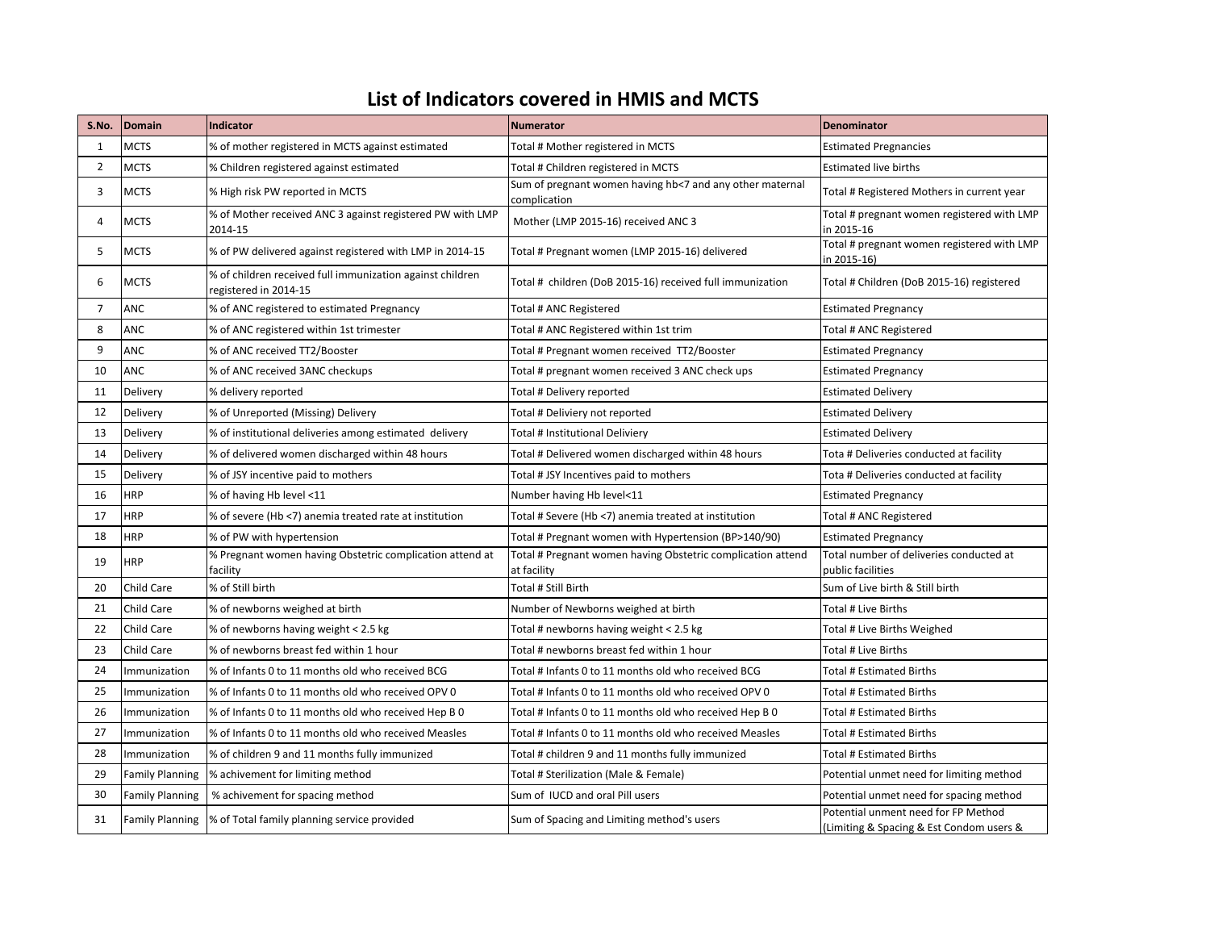# List of Indicators covered in HMIS and MCTS

| S.No. | Domain | Indicator | Numerator | Denominator |
|---|---|---|---|---|
| 1 | MCTS | % of mother registered in MCTS against estimated | Total # Mother registered in MCTS | Estimated Pregnancies |
| 2 | MCTS | % Children registered against estimated | Total # Children registered in MCTS | Estimated live births |
| 3 | MCTS | % High risk PW reported in MCTS | Sum of pregnant women having hb<7 and any other maternal complication | Total # Registered Mothers in current year |
| 4 | MCTS | % of Mother received ANC 3 against registered PW with LMP 2014-15 | Mother (LMP 2015-16) received ANC 3 | Total # pregnant women registered with LMP in 2015-16 |
| 5 | MCTS | % of PW delivered against registered with LMP in 2014-15 | Total # Pregnant women (LMP 2015-16) delivered | Total # pregnant women registered with LMP in 2015-16) |
| 6 | MCTS | % of children received full immunization against children registered in 2014-15 | Total # children (DoB 2015-16) received full immunization | Total # Children (DoB 2015-16) registered |
| 7 | ANC | % of ANC registered to estimated Pregnancy | Total # ANC Registered | Estimated Pregnancy |
| 8 | ANC | % of ANC registered within 1st trimester | Total # ANC Registered within 1st trim | Total # ANC Registered |
| 9 | ANC | % of ANC received TT2/Booster | Total # Pregnant women received TT2/Booster | Estimated Pregnancy |
| 10 | ANC | % of ANC received 3ANC checkups | Total # pregnant women received 3 ANC check ups | Estimated Pregnancy |
| 11 | Delivery | % delivery reported | Total # Delivery reported | Estimated Delivery |
| 12 | Delivery | % of Unreported (Missing) Delivery | Total # Deliviery not reported | Estimated Delivery |
| 13 | Delivery | % of institutional deliveries among estimated delivery | Total # Institutional Deliviery | Estimated Delivery |
| 14 | Delivery | % of delivered women discharged within 48 hours | Total # Delivered women discharged within 48 hours | Tota # Deliveries conducted at facility |
| 15 | Delivery | % of JSY incentive paid to mothers | Total # JSY Incentives paid to mothers | Tota # Deliveries conducted at facility |
| 16 | HRP | % of having Hb level <11 | Number having Hb level<11 | Estimated Pregnancy |
| 17 | HRP | % of severe (Hb <7) anemia treated rate at institution | Total # Severe (Hb <7) anemia treated at institution | Total # ANC Registered |
| 18 | HRP | % of PW with hypertension | Total # Pregnant women with Hypertension (BP>140/90) | Estimated Pregnancy |
| 19 | HRP | % Pregnant women having Obstetric complication attend at facility | Total # Pregnant women having Obstetric complication attend at facility | Total number of deliveries conducted at public facilities |
| 20 | Child Care | % of Still birth | Total # Still Birth | Sum of Live birth & Still birth |
| 21 | Child Care | % of newborns weighed at birth | Number of Newborns weighed at birth | Total # Live Births |
| 22 | Child Care | % of newborns having weight < 2.5 kg | Total # newborns having weight < 2.5 kg | Total # Live Births Weighed |
| 23 | Child Care | % of newborns breast fed within 1 hour | Total # newborns breast fed within 1 hour | Total # Live Births |
| 24 | Immunization | % of Infants 0 to 11 months old who received BCG | Total # Infants 0 to 11 months old who received BCG | Total # Estimated Births |
| 25 | Immunization | % of Infants 0 to 11 months old who received OPV 0 | Total # Infants 0 to 11 months old who received OPV 0 | Total # Estimated Births |
| 26 | Immunization | % of Infants 0 to 11 months old who received Hep B 0 | Total # Infants 0 to 11 months old who received Hep B 0 | Total # Estimated Births |
| 27 | Immunization | % of Infants 0 to 11 months old who received Measles | Total # Infants 0 to 11 months old who received Measles | Total # Estimated Births |
| 28 | Immunization | % of children 9 and 11 months fully immunized | Total # children 9 and 11 months fully immunized | Total # Estimated Births |
| 29 | Family Planning | % achivement for limiting method | Total # Sterilization (Male & Female) | Potential unmet need for limiting method |
| 30 | Family Planning | % achivement for spacing method | Sum of IUCD and oral Pill users | Potential unmet need for spacing method |
| 31 | Family Planning | % of Total family planning service provided | Sum of Spacing and Limiting method's users | Potential unment need for FP Method (Limiting & Spacing & Est Condom users & |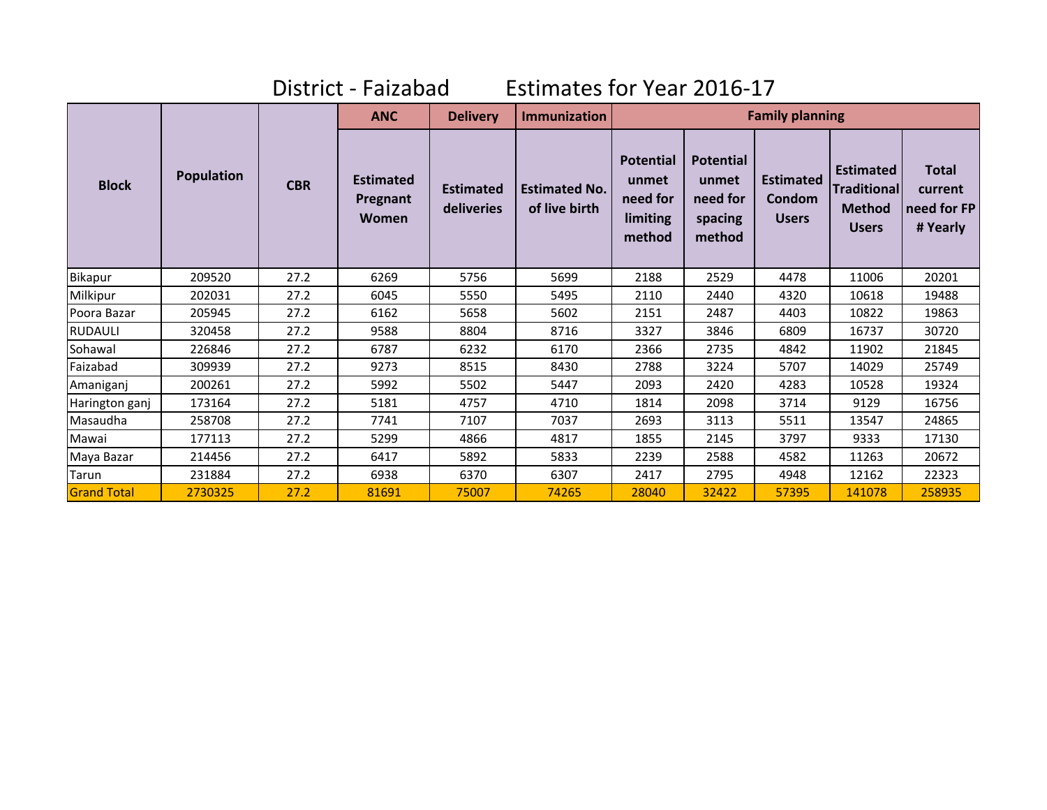# District - Faizabad Estimates for Year 2016-17

| Block | Population | CBR | ANC | Delivery | Immunization | Family planning | | | | |
|---|---|---|---|---|---|---|---|---|---|---|
| | | | Estimated Pregnant Women | Estimated deliveries | Estimated No. of live birth | Potential unmet need for limiting method | Potential unmet need for spacing method | Estimated Condom Users | Estimated Traditional Method Users | Total current need for FP # Yearly |
| Bikapur | 209520 | 27.2 | 6269 | 5756 | 5699 | 2188 | 2529 | 4478 | 11006 | 20201 |
| Milkipur | 202031 | 27.2 | 6045 | 5550 | 5495 | 2110 | 2440 | 4320 | 10618 | 19488 |
| Poora Bazar | 205945 | 27.2 | 6162 | 5658 | 5602 | 2151 | 2487 | 4403 | 10822 | 19863 |
| RUDAULI | 320458 | 27.2 | 9588 | 8804 | 8716 | 3327 | 3846 | 6809 | 16737 | 30720 |
| Sohawal | 226846 | 27.2 | 6787 | 6232 | 6170 | 2366 | 2735 | 4842 | 11902 | 21845 |
| Faizabad | 309939 | 27.2 | 9273 | 8515 | 8430 | 2788 | 3224 | 5707 | 14029 | 25749 |
| Amaniganj | 200261 | 27.2 | 5992 | 5502 | 5447 | 2093 | 2420 | 4283 | 10528 | 19324 |
| Harington ganj | 173164 | 27.2 | 5181 | 4757 | 4710 | 1814 | 2098 | 3714 | 9129 | 16756 |
| Masaudha | 258708 | 27.2 | 7741 | 7107 | 7037 | 2693 | 3113 | 5511 | 13547 | 24865 |
| Mawai | 177113 | 27.2 | 5299 | 4866 | 4817 | 1855 | 2145 | 3797 | 9333 | 17130 |
| Maya Bazar | 214456 | 27.2 | 6417 | 5892 | 5833 | 2239 | 2588 | 4582 | 11263 | 20672 |
| Tarun | 231884 | 27.2 | 6938 | 6370 | 6307 | 2417 | 2795 | 4948 | 12162 | 22323 |
| Grand Total | 2730325 | 27.2 | 81691 | 75007 | 74265 | 28040 | 32422 | 57395 | 141078 | 258935 |